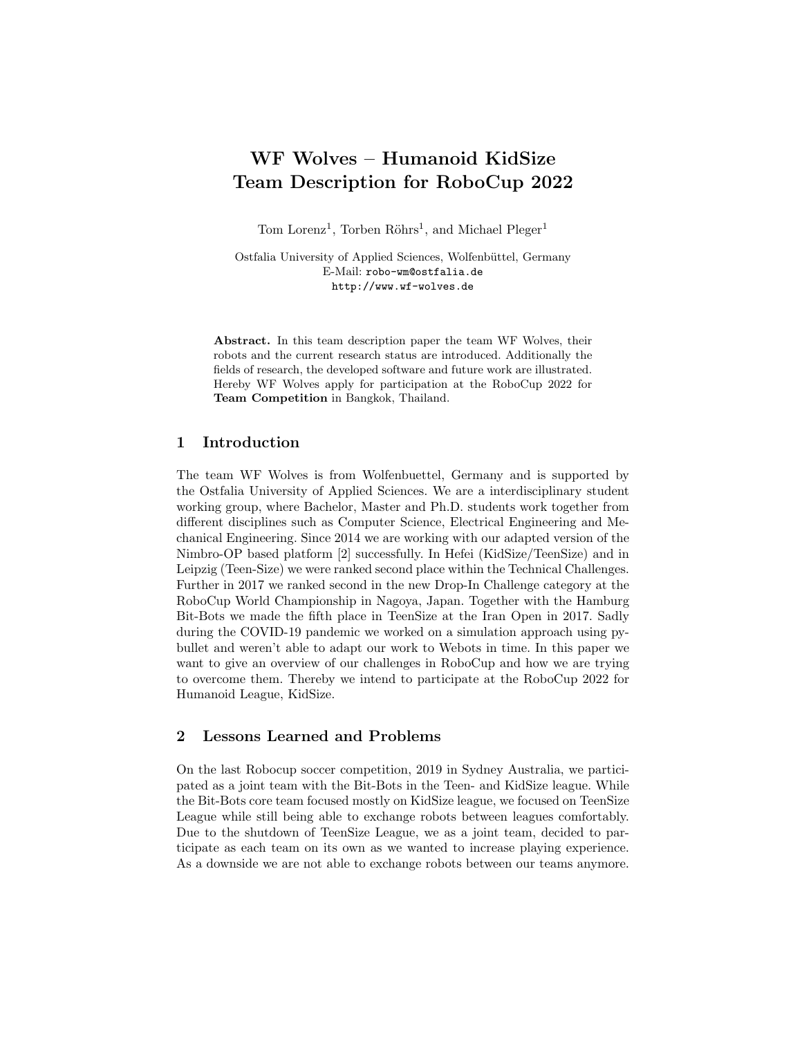# WF Wolves – Humanoid KidSize Team Description for RoboCup 2022

Tom Lorenz[1], Torben Röhrs[1], and Michael Pleger[1]

Ostfalia University of Applied Sciences, Wolfenbüttel, Germany
E-Mail: robo-wm@ostfalia.de
http://www.wf-wolves.de

**Abstract.** In this team description paper the team WF Wolves, their robots and the current research status are introduced. Additionally the fields of research, the developed software and future work are illustrated. Hereby WF Wolves apply for participation at the RoboCup 2022 for **Team Competition** in Bangkok, Thailand.

## 1 Introduction

The team WF Wolves is from Wolfenbuettel, Germany and is supported by the Ostfalia University of Applied Sciences. We are a interdisciplinary student working group, where Bachelor, Master and Ph.D. students work together from different disciplines such as Computer Science, Electrical Engineering and Mechanical Engineering. Since 2014 we are working with our adapted version of the Nimbro-OP based platform [2] successfully. In Hefei (KidSize/TeenSize) and in Leipzig (Teen-Size) we were ranked second place within the Technical Challenges. Further in 2017 we ranked second in the new Drop-In Challenge category at the RoboCup World Championship in Nagoya, Japan. Together with the Hamburg Bit-Bots we made the fifth place in TeenSize at the Iran Open in 2017. Sadly during the COVID-19 pandemic we worked on a simulation approach using pybullet and weren't able to adapt our work to Webots in time. In this paper we want to give an overview of our challenges in RoboCup and how we are trying to overcome them. Thereby we intend to participate at the RoboCup 2022 for Humanoid League, KidSize.

## 2 Lessons Learned and Problems

On the last Robocup soccer competition, 2019 in Sydney Australia, we participated as a joint team with the Bit-Bots in the Teen- and KidSize league. While the Bit-Bots core team focused mostly on KidSize league, we focused on TeenSize League while still being able to exchange robots between leagues comfortably. Due to the shutdown of TeenSize League, we as a joint team, decided to participate as each team on its own as we wanted to increase playing experience. As a downside we are not able to exchange robots between our teams anymore.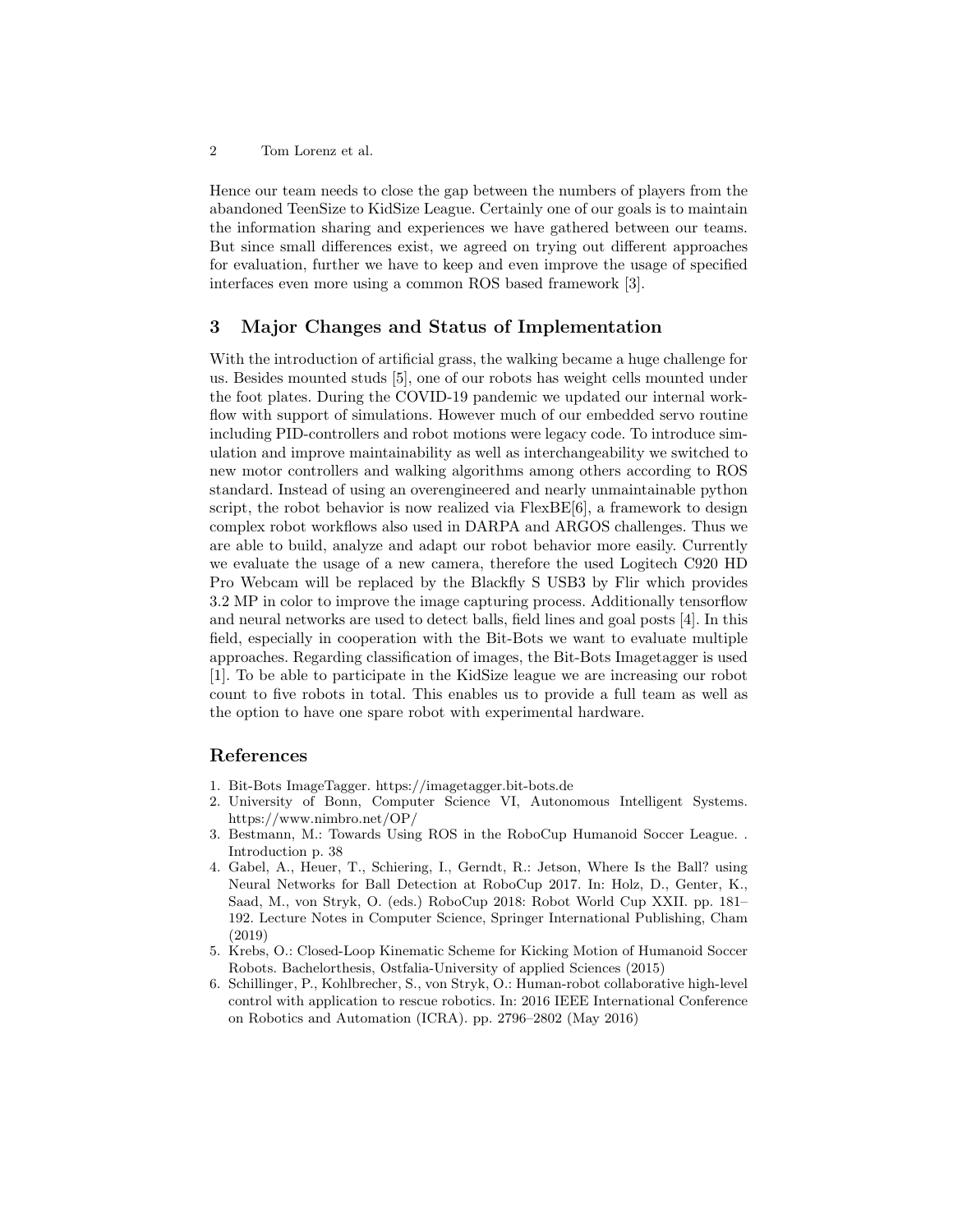Hence our team needs to close the gap between the numbers of players from the abandoned TeenSize to KidSize League. Certainly one of our goals is to maintain the information sharing and experiences we have gathered between our teams. But since small differences exist, we agreed on trying out different approaches for evaluation, further we have to keep and even improve the usage of specified interfaces even more using a common ROS based framework [3].

## 3 Major Changes and Status of Implementation

With the introduction of artificial grass, the walking became a huge challenge for us. Besides mounted studs [5], one of our robots has weight cells mounted under the foot plates. During the COVID-19 pandemic we updated our internal workflow with support of simulations. However much of our embedded servo routine including PID-controllers and robot motions were legacy code. To introduce simulation and improve maintainability as well as interchangeability we switched to new motor controllers and walking algorithms among others according to ROS standard. Instead of using an overengineered and nearly unmaintainable python script, the robot behavior is now realized via FlexBE[6], a framework to design complex robot workflows also used in DARPA and ARGOS challenges. Thus we are able to build, analyze and adapt our robot behavior more easily. Currently we evaluate the usage of a new camera, therefore the used Logitech C920 HD Pro Webcam will be replaced by the Blackfly S USB3 by Flir which provides 3.2 MP in color to improve the image capturing process. Additionally tensorflow and neural networks are used to detect balls, field lines and goal posts [4]. In this field, especially in cooperation with the Bit-Bots we want to evaluate multiple approaches. Regarding classification of images, the Bit-Bots Imagetagger is used [1]. To be able to participate in the KidSize league we are increasing our robot count to five robots in total. This enables us to provide a full team as well as the option to have one spare robot with experimental hardware.

## References

1. Bit-Bots ImageTagger. https://imagetagger.bit-bots.de
2. University of Bonn, Computer Science VI, Autonomous Intelligent Systems. https://www.nimbro.net/OP/
3. Bestmann, M.: Towards Using ROS in the RoboCup Humanoid Soccer League. . Introduction p. 38
4. Gabel, A., Heuer, T., Schiering, I., Gerndt, R.: Jetson, Where Is the Ball? using Neural Networks for Ball Detection at RoboCup 2017. In: Holz, D., Genter, K., Saad, M., von Stryk, O. (eds.) RoboCup 2018: Robot World Cup XXII. pp. 181–192. Lecture Notes in Computer Science, Springer International Publishing, Cham (2019)
5. Krebs, O.: Closed-Loop Kinematic Scheme for Kicking Motion of Humanoid Soccer Robots. Bachelorthesis, Ostfalia-University of applied Sciences (2015)
6. Schillinger, P., Kohlbrecher, S., von Stryk, O.: Human-robot collaborative high-level control with application to rescue robotics. In: 2016 IEEE International Conference on Robotics and Automation (ICRA). pp. 2796–2802 (May 2016)